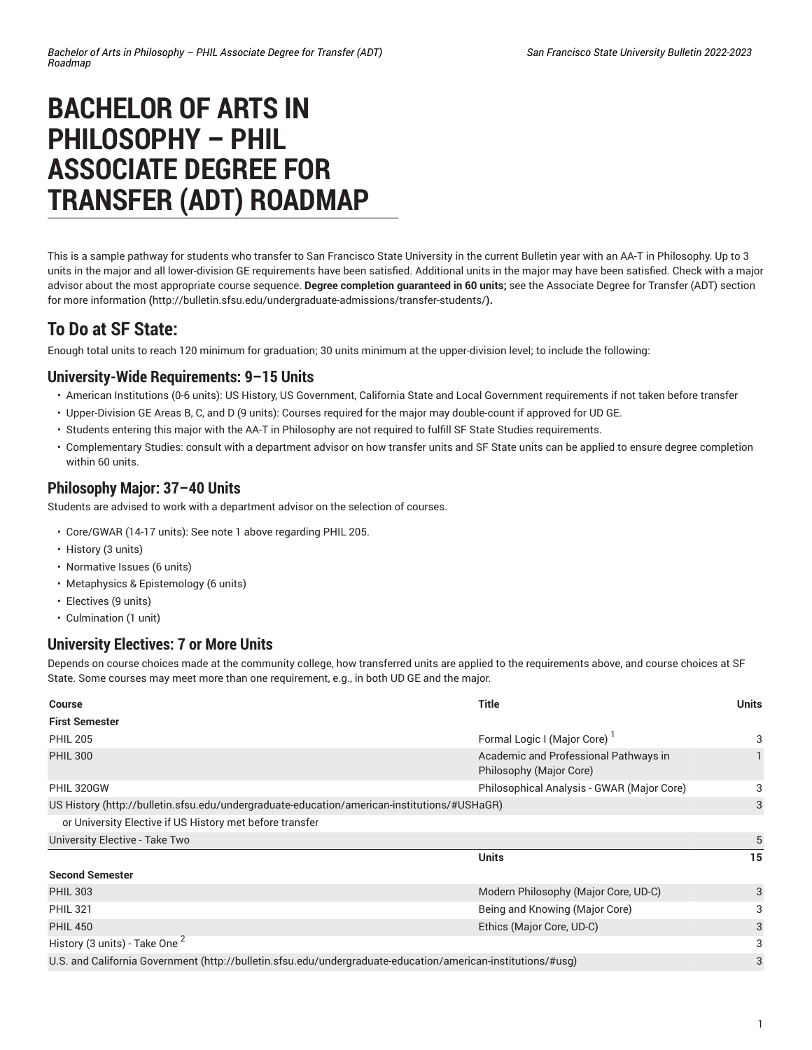# BACHELOR OF ARTS IN PHILOSOPHY – PHIL ASSOCIATE DEGREE FOR TRANSFER (ADT) ROADMAP

This is a sample pathway for students who transfer to San Francisco State University in the current Bulletin year with an AA-T in Philosophy. Up to 3 units in the major and all lower-division GE requirements have been satisfied. Additional units in the major may have been satisfied. Check with a major advisor about the most appropriate course sequence. **Degree completion guaranteed in 60 units;** see the Associate Degree for Transfer (ADT) section for more information **(**http://bulletin.sfsu.edu/undergraduate-admissions/transfer-students/**).**

## To Do at SF State:

Enough total units to reach 120 minimum for graduation; 30 units minimum at the upper-division level; to include the following:

### University-Wide Requirements: 9–15 Units

- American Institutions (0-6 units): US History, US Government, California State and Local Government requirements if not taken before transfer
- Upper-Division GE Areas B, C, and D (9 units): Courses required for the major may double-count if approved for UD GE.
- Students entering this major with the AA-T in Philosophy are not required to fulfill SF State Studies requirements.
- Complementary Studies: consult with a department advisor on how transfer units and SF State units can be applied to ensure degree completion within 60 units.

### Philosophy Major: 37–40 Units

Students are advised to work with a department advisor on the selection of courses.

- Core/GWAR (14-17 units): See note 1 above regarding PHIL 205.
- History (3 units)
- Normative Issues (6 units)
- Metaphysics & Epistemology (6 units)
- Electives (9 units)
- Culmination (1 unit)

### University Electives: 7 or More Units

Depends on course choices made at the community college, how transferred units are applied to the requirements above, and course choices at SF State. Some courses may meet more than one requirement, e.g., in both UD GE and the major.

| Course | Title | Units |
|---|---|---|
| **First Semester** | | |
| PHIL 205 | Formal Logic I (Major Core) [1] | 3 |
| PHIL 300 | Academic and Professional Pathways in Philosophy (Major Core) | 1 |
| PHIL 320GW | Philosophical Analysis - GWAR (Major Core) | 3 |
| US History (http://bulletin.sfsu.edu/undergraduate-education/american-institutions/#USHaGR) | | 3 |
| or University Elective if US History met before transfer | | |
| University Elective - Take Two | | 5 |
| | **Units** | **15** |
| **Second Semester** | | |
| PHIL 303 | Modern Philosophy (Major Core, UD-C) | 3 |
| PHIL 321 | Being and Knowing (Major Core) | 3 |
| PHIL 450 | Ethics (Major Core, UD-C) | 3 |
| History (3 units) - Take One [2] | | 3 |
| U.S. and California Government (http://bulletin.sfsu.edu/undergraduate-education/american-institutions/#usg) | | 3 |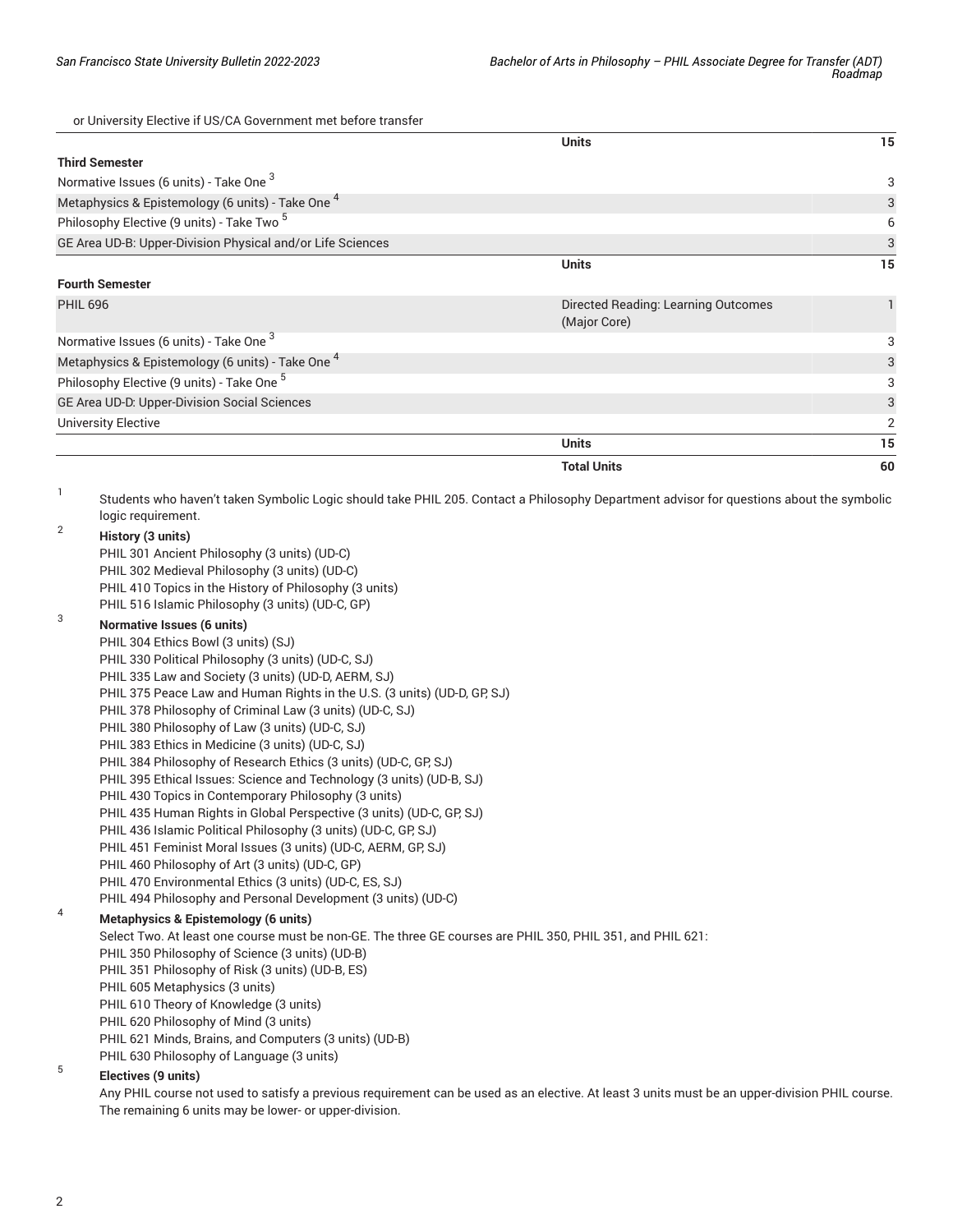or University Elective if US/CA Government met before transfer

| | | |
|---|---|---|
| | **Units** | **15** |
| **Third Semester** | | |
| Normative Issues (6 units) - Take One [3] | | 3 |
| Metaphysics & Epistemology (6 units) - Take One [4] | | 3 |
| Philosophy Elective (9 units) - Take Two [5] | | 6 |
| GE Area UD-B: Upper-Division Physical and/or Life Sciences | | 3 |
| | **Units** | **15** |
| **Fourth Semester** | | |
| PHIL 696 | Directed Reading: Learning Outcomes (Major Core) | 1 |
| Normative Issues (6 units) - Take One [3] | | 3 |
| Metaphysics & Epistemology (6 units) - Take One [4] | | 3 |
| Philosophy Elective (9 units) - Take One [5] | | 3 |
| GE Area UD-D: Upper-Division Social Sciences | | 3 |
| University Elective | | 2 |
| | **Units** | **15** |
| | **Total Units** | **60** |

1. Students who haven't taken Symbolic Logic should take PHIL 205. Contact a Philosophy Department advisor for questions about the symbolic logic requirement.

2. **History (3 units)**
   PHIL 301 Ancient Philosophy (3 units) (UD-C)
   PHIL 302 Medieval Philosophy (3 units) (UD-C)
   PHIL 410 Topics in the History of Philosophy (3 units)
   PHIL 516 Islamic Philosophy (3 units) (UD-C, GP)

3. **Normative Issues (6 units)**
   PHIL 304 Ethics Bowl (3 units) (SJ)
   PHIL 330 Political Philosophy (3 units) (UD-C, SJ)
   PHIL 335 Law and Society (3 units) (UD-D, AERM, SJ)
   PHIL 375 Peace Law and Human Rights in the U.S. (3 units) (UD-D, GP, SJ)
   PHIL 378 Philosophy of Criminal Law (3 units) (UD-C, SJ)
   PHIL 380 Philosophy of Law (3 units) (UD-C, SJ)
   PHIL 383 Ethics in Medicine (3 units) (UD-C, SJ)
   PHIL 384 Philosophy of Research Ethics (3 units) (UD-C, GP, SJ)
   PHIL 395 Ethical Issues: Science and Technology (3 units) (UD-B, SJ)
   PHIL 430 Topics in Contemporary Philosophy (3 units)
   PHIL 435 Human Rights in Global Perspective (3 units) (UD-C, GP, SJ)
   PHIL 436 Islamic Political Philosophy (3 units) (UD-C, GP, SJ)
   PHIL 451 Feminist Moral Issues (3 units) (UD-C, AERM, GP, SJ)
   PHIL 460 Philosophy of Art (3 units) (UD-C, GP)
   PHIL 470 Environmental Ethics (3 units) (UD-C, ES, SJ)
   PHIL 494 Philosophy and Personal Development (3 units) (UD-C)

4. **Metaphysics & Epistemology (6 units)**
   Select Two. At least one course must be non-GE. The three GE courses are PHIL 350, PHIL 351, and PHIL 621:
   PHIL 350 Philosophy of Science (3 units) (UD-B)
   PHIL 351 Philosophy of Risk (3 units) (UD-B, ES)
   PHIL 605 Metaphysics (3 units)
   PHIL 610 Theory of Knowledge (3 units)
   PHIL 620 Philosophy of Mind (3 units)
   PHIL 621 Minds, Brains, and Computers (3 units) (UD-B)
   PHIL 630 Philosophy of Language (3 units)

5. **Electives (9 units)**
   Any PHIL course not used to satisfy a previous requirement can be used as an elective. At least 3 units must be an upper-division PHIL course. The remaining 6 units may be lower- or upper-division.